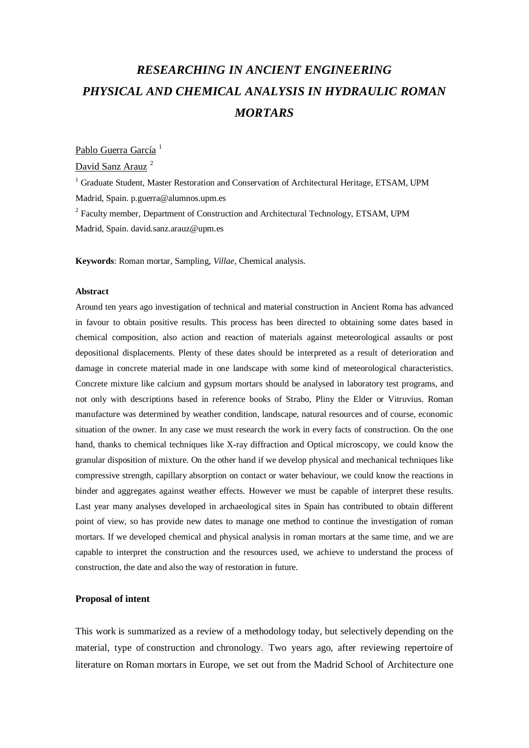# *RESEARCHING IN ANCIENT ENGINEERING PHYSICAL AND CHEMICAL ANALYSIS IN HYDRAULIC ROMAN MORTARS*

Pablo Guerra García [1]

David Sanz Arauz [2]

[1] Graduate Student, Master Restoration and Conservation of Architectural Heritage, ETSAM, UPM Madrid, Spain. p.guerra@alumnos.upm.es

[2] Faculty member, Department of Construction and Architectural Technology, ETSAM, UPM Madrid, Spain. david.sanz.arauz@upm.es

**Keywords**: Roman mortar, Sampling, *Villae*, Chemical analysis.

**Abstract**

Around ten years ago investigation of technical and material construction in Ancient Roma has advanced in favour to obtain positive results. This process has been directed to obtaining some dates based in chemical composition, also action and reaction of materials against meteorological assaults or post depositional displacements. Plenty of these dates should be interpreted as a result of deterioration and damage in concrete material made in one landscape with some kind of meteorological characteristics. Concrete mixture like calcium and gypsum mortars should be analysed in laboratory test programs, and not only with descriptions based in reference books of Strabo, Pliny the Elder or Vitruvius. Roman manufacture was determined by weather condition, landscape, natural resources and of course, economic situation of the owner. In any case we must research the work in every facts of construction. On the one hand, thanks to chemical techniques like X-ray diffraction and Optical microscopy, we could know the granular disposition of mixture. On the other hand if we develop physical and mechanical techniques like compressive strength, capillary absorption on contact or water behaviour, we could know the reactions in binder and aggregates against weather effects. However we must be capable of interpret these results. Last year many analyses developed in archaeological sites in Spain has contributed to obtain different point of view, so has provide new dates to manage one method to continue the investigation of roman mortars. If we developed chemical and physical analysis in roman mortars at the same time, and we are capable to interpret the construction and the resources used, we achieve to understand the process of construction, the date and also the way of restoration in future.

**Proposal of intent**

This work is summarized as a review of a methodology today, but selectively depending on the material, type of construction and chronology. Two years ago, after reviewing repertoire of literature on Roman mortars in Europe, we set out from the Madrid School of Architecture one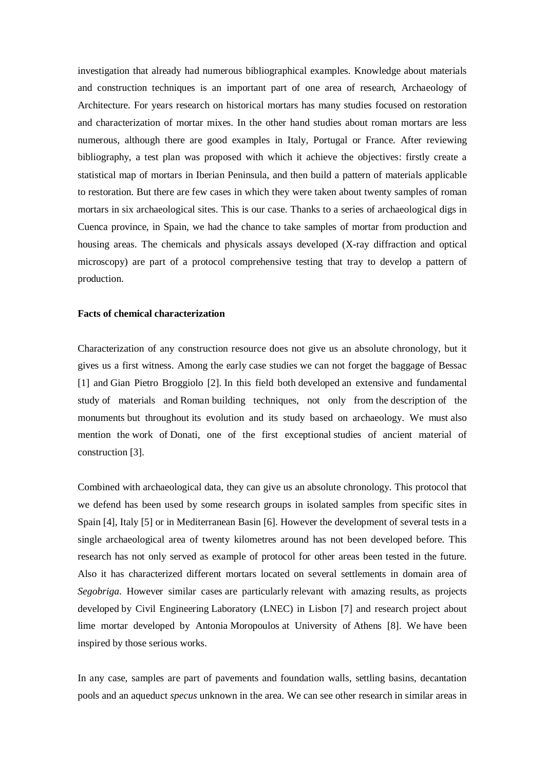investigation that already had numerous bibliographical examples. Knowledge about materials and construction techniques is an important part of one area of research, Archaeology of Architecture. For years research on historical mortars has many studies focused on restoration and characterization of mortar mixes. In the other hand studies about roman mortars are less numerous, although there are good examples in Italy, Portugal or France. After reviewing bibliography, a test plan was proposed with which it achieve the objectives: firstly create a statistical map of mortars in Iberian Peninsula, and then build a pattern of materials applicable to restoration. But there are few cases in which they were taken about twenty samples of roman mortars in six archaeological sites. This is our case. Thanks to a series of archaeological digs in Cuenca province, in Spain, we had the chance to take samples of mortar from production and housing areas. The chemicals and physicals assays developed (X-ray diffraction and optical microscopy) are part of a protocol comprehensive testing that tray to develop a pattern of production.

**Facts of chemical characterization**

Characterization of any construction resource does not give us an absolute chronology, but it gives us a first witness. Among the early case studies we can not forget the baggage of Bessac [1] and Gian Pietro Broggiolo [2]. In this field both developed an extensive and fundamental study of materials and Roman building techniques, not only from the description of the monuments but throughout its evolution and its study based on archaeology. We must also mention the work of Donati, one of the first exceptional studies of ancient material of construction [3].

Combined with archaeological data, they can give us an absolute chronology. This protocol that we defend has been used by some research groups in isolated samples from specific sites in Spain [4], Italy [5] or in Mediterranean Basin [6]. However the development of several tests in a single archaeological area of twenty kilometres around has not been developed before. This research has not only served as example of protocol for other areas been tested in the future. Also it has characterized different mortars located on several settlements in domain area of *Segobriga*. However similar cases are particularly relevant with amazing results, as projects developed by Civil Engineering Laboratory (LNEC) in Lisbon [7] and research project about lime mortar developed by Antonia Moropoulos at University of Athens [8]. We have been inspired by those serious works.

In any case, samples are part of pavements and foundation walls, settling basins, decantation pools and an aqueduct *specus* unknown in the area. We can see other research in similar areas in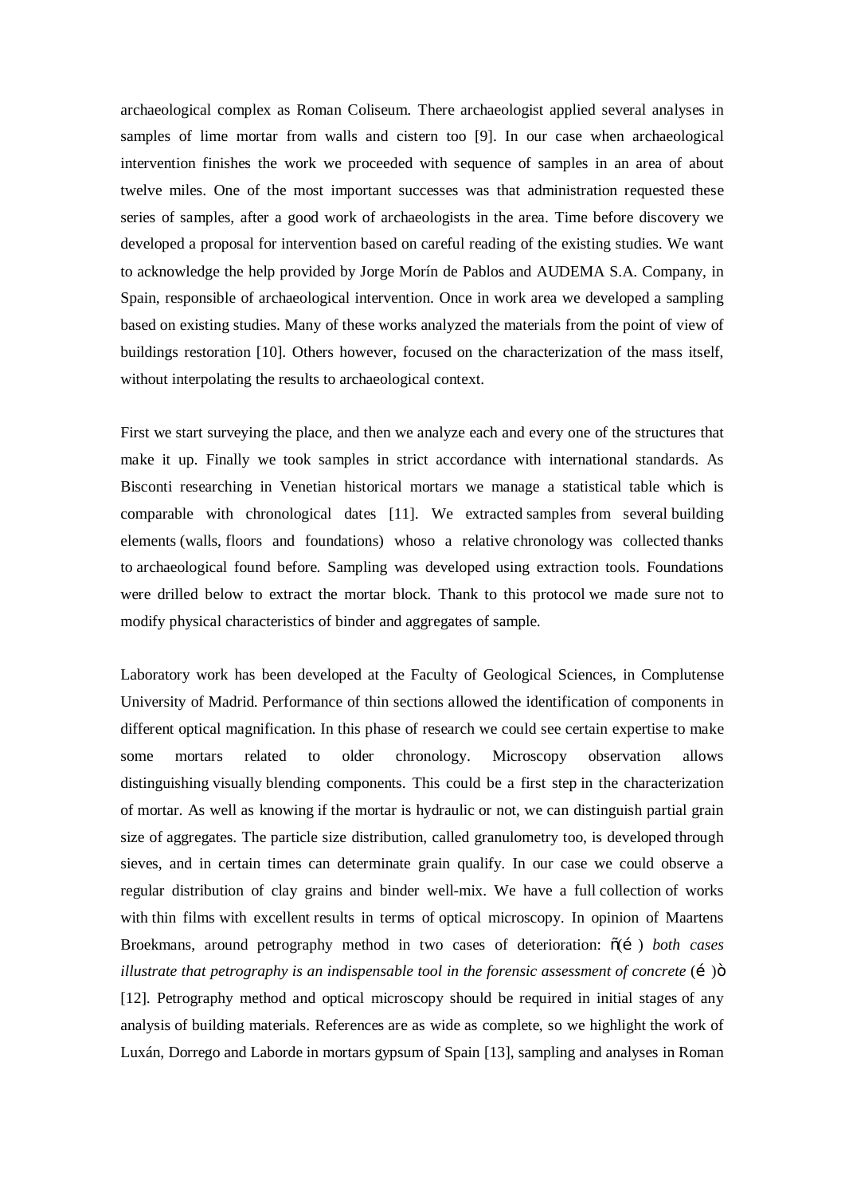archaeological complex as Roman Coliseum. There archaeologist applied several analyses in samples of lime mortar from walls and cistern too [9]. In our case when archaeological intervention finishes the work we proceeded with sequence of samples in an area of about twelve miles. One of the most important successes was that administration requested these series of samples, after a good work of archaeologists in the area. Time before discovery we developed a proposal for intervention based on careful reading of the existing studies. We want to acknowledge the help provided by Jorge Morín de Pablos and AUDEMA S.A. Company, in Spain, responsible of archaeological intervention. Once in work area we developed a sampling based on existing studies. Many of these works analyzed the materials from the point of view of buildings restoration [10]. Others however, focused on the characterization of the mass itself, without interpolating the results to archaeological context.

First we start surveying the place, and then we analyze each and every one of the structures that make it up. Finally we took samples in strict accordance with international standards. As Bisconti researching in Venetian historical mortars we manage a statistical table which is comparable with chronological dates [11]. We extracted samples from several building elements (walls, floors and foundations) whoso a relative chronology was collected thanks to archaeological found before. Sampling was developed using extraction tools. Foundations were drilled below to extract the mortar block. Thank to this protocol we made sure not to modify physical characteristics of binder and aggregates of sample.

Laboratory work has been developed at the Faculty of Geological Sciences, in Complutense University of Madrid. Performance of thin sections allowed the identification of components in different optical magnification. In this phase of research we could see certain expertise to make some mortars related to older chronology. Microscopy observation allows distinguishing visually blending components. This could be a first step in the characterization of mortar. As well as knowing if the mortar is hydraulic or not, we can distinguish partial grain size of aggregates. The particle size distribution, called granulometry too, is developed through sieves, and in certain times can determinate grain qualify. In our case we could observe a regular distribution of clay grains and binder well-mix. We have a full collection of works with thin films with excellent results in terms of optical microscopy. In opinion of Maartens Broekmans, around petrography method in two cases of deterioration: "(…) *both cases illustrate that petrography is an indispensable tool in the forensic assessment of concrete* (…)" [12]. Petrography method and optical microscopy should be required in initial stages of any analysis of building materials. References are as wide as complete, so we highlight the work of Luxán, Dorrego and Laborde in mortars gypsum of Spain [13], sampling and analyses in Roman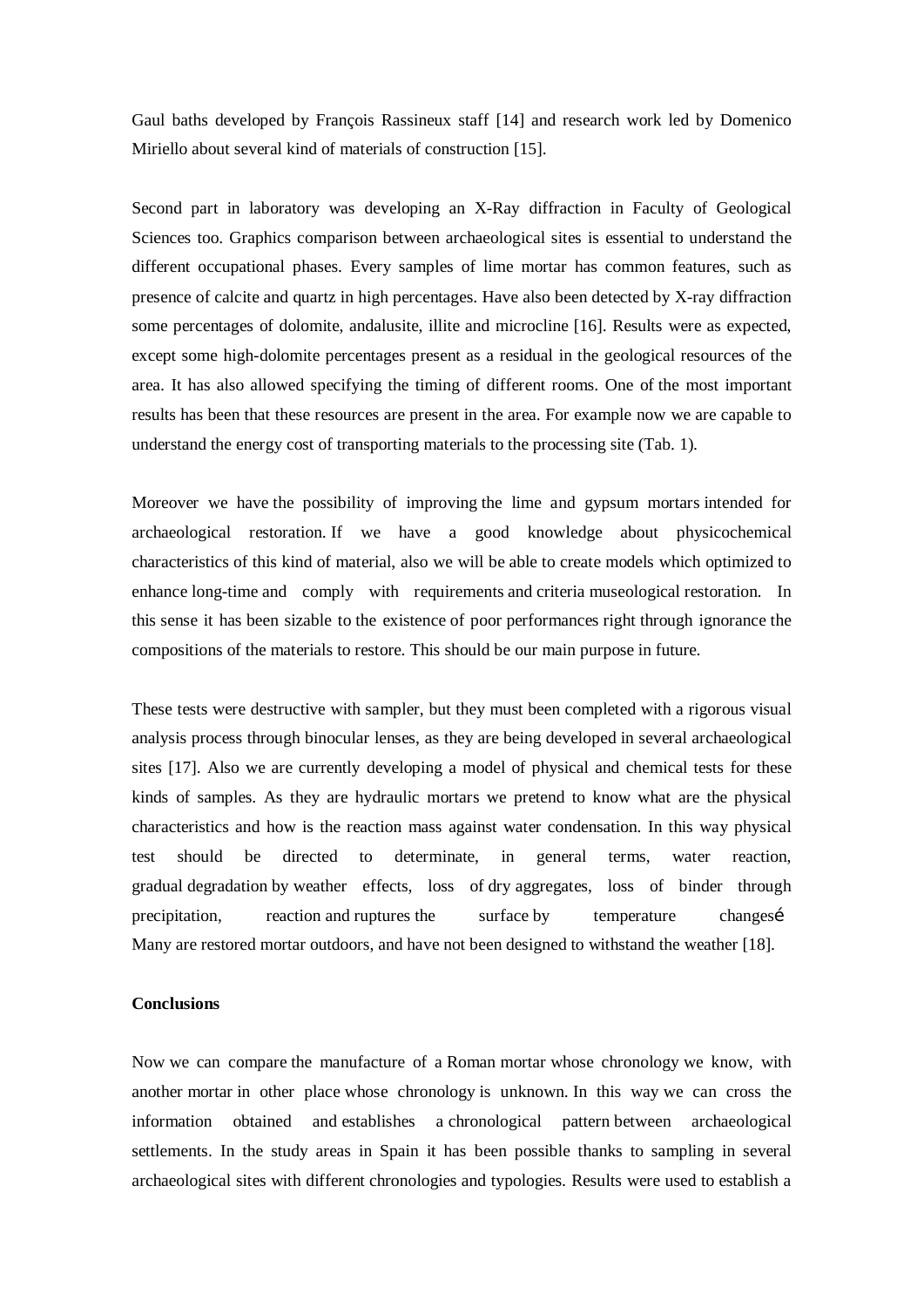Gaul baths developed by François Rassineux staff [14] and research work led by Domenico Miriello about several kind of materials of construction [15].

Second part in laboratory was developing an X-Ray diffraction in Faculty of Geological Sciences too. Graphics comparison between archaeological sites is essential to understand the different occupational phases. Every samples of lime mortar has common features, such as presence of calcite and quartz in high percentages. Have also been detected by X-ray diffraction some percentages of dolomite, andalusite, illite and microcline [16]. Results were as expected, except some high-dolomite percentages present as a residual in the geological resources of the area. It has also allowed specifying the timing of different rooms. One of the most important results has been that these resources are present in the area. For example now we are capable to understand the energy cost of transporting materials to the processing site (Tab. 1).

Moreover we have the possibility of improving the lime and gypsum mortars intended for archaeological restoration. If we have a good knowledge about physicochemical characteristics of this kind of material, also we will be able to create models which optimized to enhance long-time and comply with requirements and criteria museological restoration. In this sense it has been sizable to the existence of poor performances right through ignorance the compositions of the materials to restore. This should be our main purpose in future.

These tests were destructive with sampler, but they must been completed with a rigorous visual analysis process through binocular lenses, as they are being developed in several archaeological sites [17]. Also we are currently developing a model of physical and chemical tests for these kinds of samples. As they are hydraulic mortars we pretend to know what are the physical characteristics and how is the reaction mass against water condensation. In this way physical test should be directed to determinate, in general terms, water reaction, gradual degradation by weather effects, loss of dry aggregates, loss of binder through precipitation, reaction and ruptures the surface by temperature changesé Many are restored mortar outdoors, and have not been designed to withstand the weather [18].

**Conclusions**

Now we can compare the manufacture of a Roman mortar whose chronology we know, with another mortar in other place whose chronology is unknown. In this way we can cross the information obtained and establishes a chronological pattern between archaeological settlements. In the study areas in Spain it has been possible thanks to sampling in several archaeological sites with different chronologies and typologies. Results were used to establish a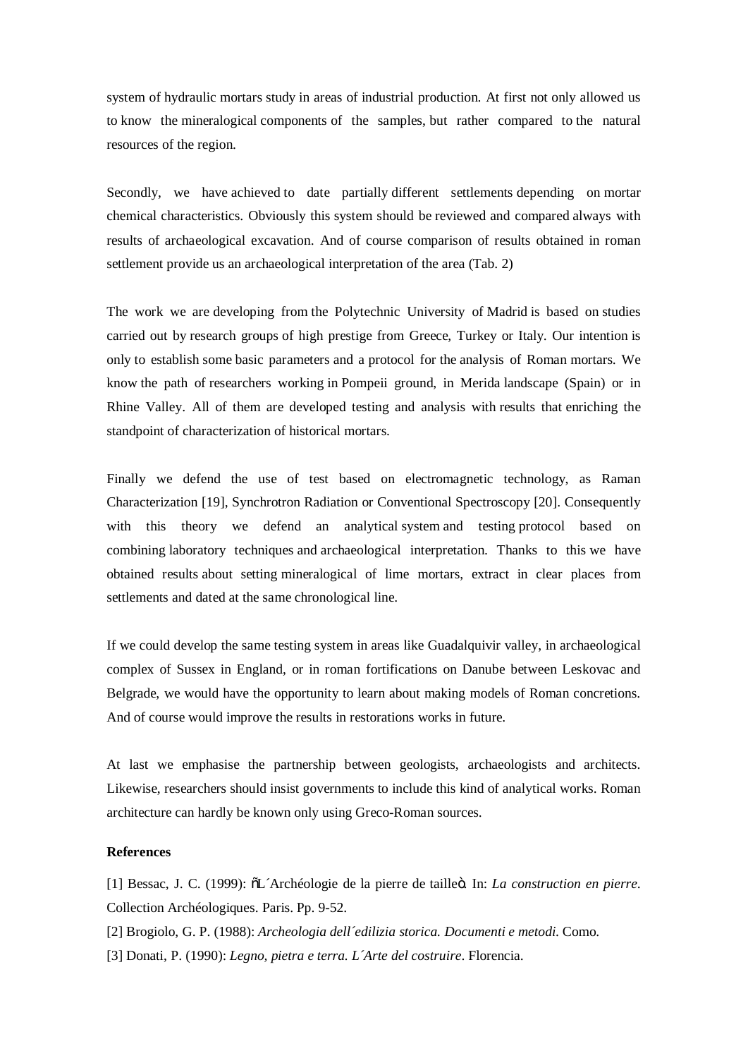system of hydraulic mortars study in areas of industrial production. At first not only allowed us to know the mineralogical components of the samples, but rather compared to the natural resources of the region.

Secondly, we have achieved to date partially different settlements depending on mortar chemical characteristics. Obviously this system should be reviewed and compared always with results of archaeological excavation. And of course comparison of results obtained in roman settlement provide us an archaeological interpretation of the area (Tab. 2)

The work we are developing from the Polytechnic University of Madrid is based on studies carried out by research groups of high prestige from Greece, Turkey or Italy. Our intention is only to establish some basic parameters and a protocol for the analysis of Roman mortars. We know the path of researchers working in Pompeii ground, in Merida landscape (Spain) or in Rhine Valley. All of them are developed testing and analysis with results that enriching the standpoint of characterization of historical mortars.

Finally we defend the use of test based on electromagnetic technology, as Raman Characterization [19], Synchrotron Radiation or Conventional Spectroscopy [20]. Consequently with this theory we defend an analytical system and testing protocol based on combining laboratory techniques and archaeological interpretation. Thanks to this we have obtained results about setting mineralogical of lime mortars, extract in clear places from settlements and dated at the same chronological line.

If we could develop the same testing system in areas like Guadalquivir valley, in archaeological complex of Sussex in England, or in roman fortifications on Danube between Leskovac and Belgrade, we would have the opportunity to learn about making models of Roman concretions. And of course would improve the results in restorations works in future.

At last we emphasise the partnership between geologists, archaeologists and architects. Likewise, researchers should insist governments to include this kind of analytical works. Roman architecture can hardly be known only using Greco-Roman sources.

**References**

[1] Bessac, J. C. (1999): "L´Archéologie de la pierre de taille". In: *La construction en pierre*. Collection Archéologiques. Paris. Pp. 9-52.

[2] Brogiolo, G. P. (1988): *Archeologia dell´edilizia storica. Documenti e metodi.* Como.

[3] Donati, P. (1990): *Legno, pietra e terra. L´Arte del costruire*. Florencia.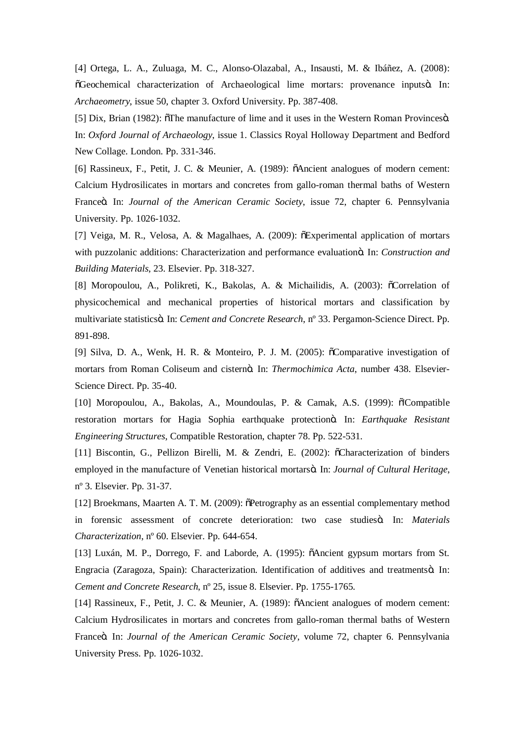[4] Ortega, L. A., Zuluaga, M. C., Alonso-Olazabal, A., Insausti, M. & Ibáñez, A. (2008): õGeochemical characterization of Archaeological lime mortars: provenance inputsö. In: *Archaeometry*, issue 50, chapter 3. Oxford University. Pp. 387-408.

[5] Dix, Brian (1982): õThe manufacture of lime and it uses in the Western Roman Provincesö. In: *Oxford Journal of Archaeology*, issue 1. Classics Royal Holloway Department and Bedford New Collage. London. Pp. 331-346.

[6] Rassineux, F., Petit, J. C. & Meunier, A. (1989): õAncient analogues of modern cement: Calcium Hydrosilicates in mortars and concretes from gallo-roman thermal baths of Western Franceö. In: *Journal of the American Ceramic Society*, issue 72, chapter 6. Pennsylvania University. Pp. 1026-1032.

[7] Veiga, M. R., Velosa, A. & Magalhaes, A. (2009): õExperimental application of mortars with puzzolanic additions: Characterization and performance evaluationö. In: *Construction and Building Materials*, 23. Elsevier. Pp. 318-327.

[8] Moropoulou, A., Polikreti, K., Bakolas, A. & Michailidis, A. (2003): õCorrelation of physicochemical and mechanical properties of historical mortars and classification by multivariate statisticsö. In: *Cement and Concrete Research*, nº 33. Pergamon-Science Direct. Pp. 891-898.

[9] Silva, D. A., Wenk, H. R. & Monteiro, P. J. M. (2005): õComparative investigation of mortars from Roman Coliseum and cisternö. In: *Thermochimica Acta*, number 438. Elsevier-Science Direct. Pp. 35-40.

[10] Moropoulou, A., Bakolas, A., Moundoulas, P. & Camak, A.S. (1999): õCompatible restoration mortars for Hagia Sophia earthquake protectionö. In: *Earthquake Resistant Engineering Structures*, Compatible Restoration, chapter 78. Pp. 522-531.

[11] Biscontin, G., Pellizon Birelli, M. & Zendri, E. (2002): õCharacterization of binders employed in the manufacture of Venetian historical mortarsö. In: *Journal of Cultural Heritage*, nº 3. Elsevier. Pp. 31-37.

[12] Broekmans, Maarten A. T. M. (2009): õPetrography as an essential complementary method in forensic assessment of concrete deterioration: two case studiesö. In: *Materials Characterization*, nº 60. Elsevier. Pp. 644-654.

[13] Luxán, M. P., Dorrego, F. and Laborde, A. (1995): õAncient gypsum mortars from St. Engracia (Zaragoza, Spain): Characterization. Identification of additives and treatmentsö. In: *Cement and Concrete Research*, nº 25, issue 8. Elsevier. Pp. 1755-1765.

[14] Rassineux, F., Petit, J. C. & Meunier, A. (1989): õAncient analogues of modern cement: Calcium Hydrosilicates in mortars and concretes from gallo-roman thermal baths of Western Franceö. In: *Journal of the American Ceramic Society*, volume 72, chapter 6. Pennsylvania University Press. Pp. 1026-1032.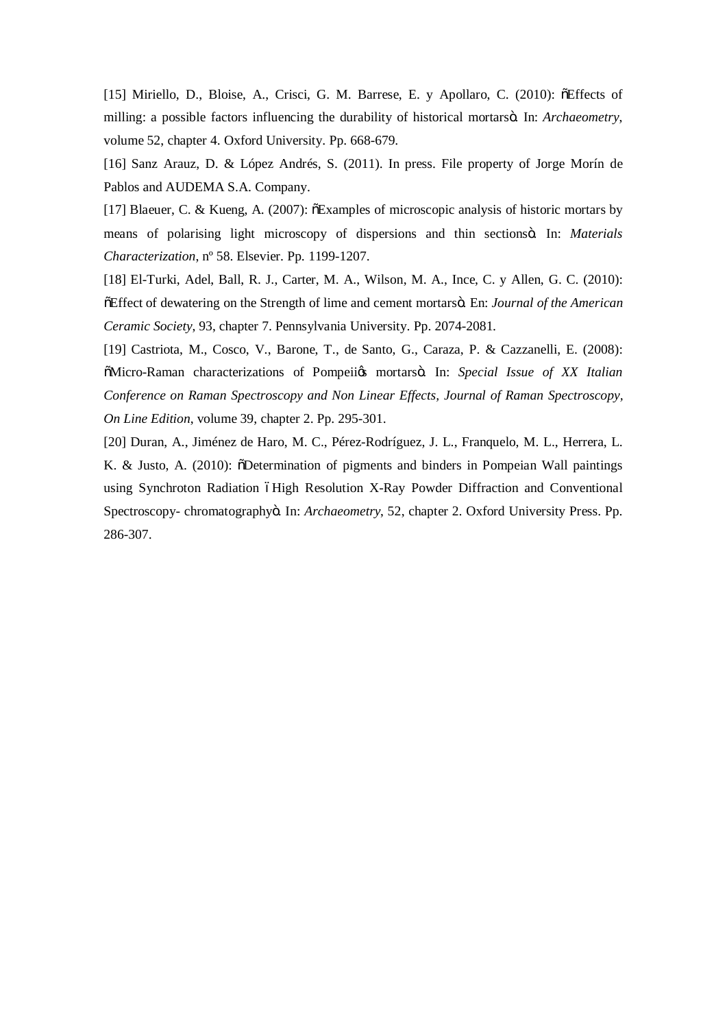[15] Miriello, D., Bloise, A., Crisci, G. M. Barrese, E. y Apollaro, C. (2010): õEffects of milling: a possible factors influencing the durability of historical mortarsö. In: *Archaeometry*, volume 52, chapter 4. Oxford University. Pp. 668-679.

[16] Sanz Arauz, D. & López Andrés, S. (2011). In press. File property of Jorge Morín de Pablos and AUDEMA S.A. Company.

[17] Blaeuer, C. & Kueng, A. (2007): õExamples of microscopic analysis of historic mortars by means of polarising light microscopy of dispersions and thin sectionsö. In: *Materials Characterization*, nº 58. Elsevier. Pp. 1199-1207.

[18] El-Turki, Adel, Ball, R. J., Carter, M. A., Wilson, M. A., Ince, C. y Allen, G. C. (2010): õEffect of dewatering on the Strength of lime and cement mortarsö. En: *Journal of the American Ceramic Society*, 93, chapter 7. Pennsylvania University. Pp. 2074-2081.

[19] Castriota, M., Cosco, V., Barone, T., de Santo, G., Caraza, P. & Cazzanelli, E. (2008): õMicro-Raman characterizations of Pompeiiøs mortarsö. In: *Special Issue of XX Italian Conference on Raman Spectroscopy and Non Linear Effects, Journal of Raman Spectroscopy, On Line Edition*, volume 39, chapter 2. Pp. 295-301.

[20] Duran, A., Jiménez de Haro, M. C., Pérez-Rodríguez, J. L., Franquelo, M. L., Herrera, L. K. & Justo, A. (2010): õDetermination of pigments and binders in Pompeian Wall paintings using Synchroton Radiation ó High Resolution X-Ray Powder Diffraction and Conventional Spectroscopy- chromatographyö. In: *Archaeometry*, 52, chapter 2. Oxford University Press. Pp. 286-307.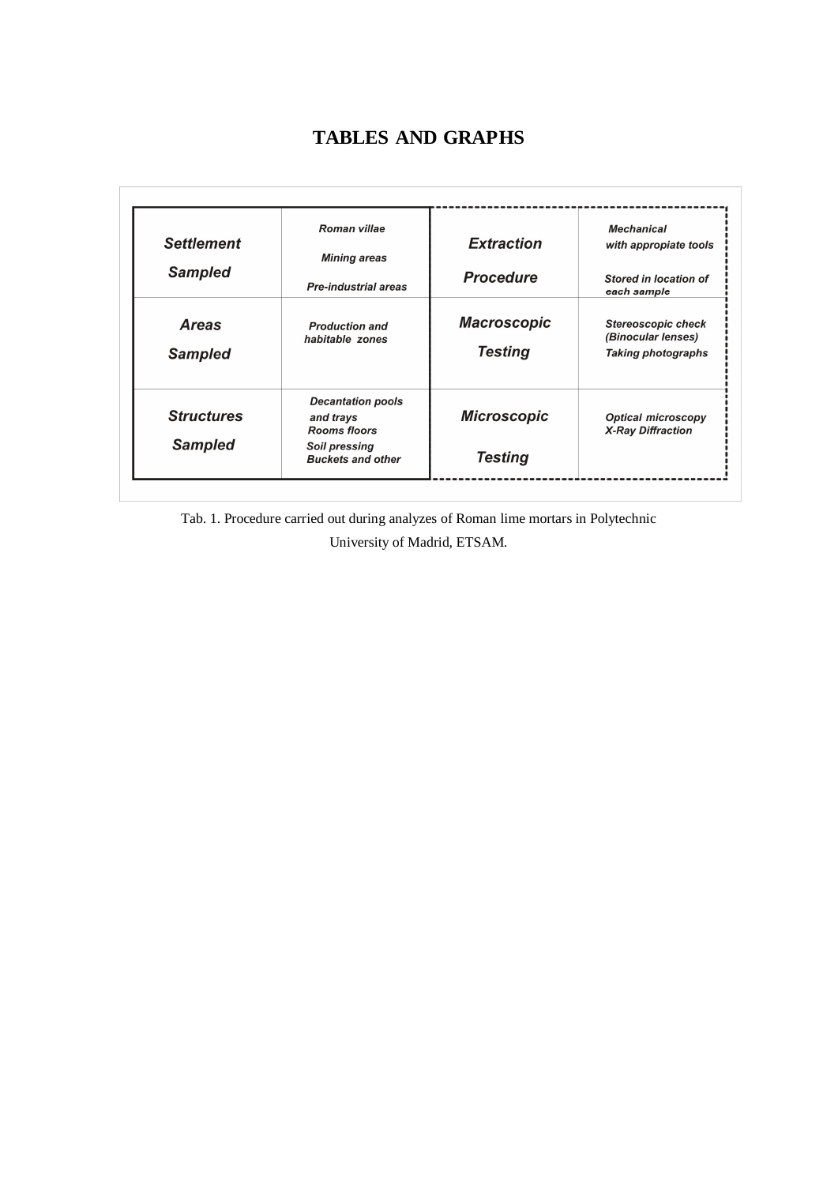# TABLES AND GRAPHS

| | | | |
|---|---|---|---|
| ***Settlement Sampled*** | ***Roman villae*** <br> ***Mining areas*** <br> ***Pre-industrial areas*** | ***Extraction Procedure*** | ***Mechanical with appropiate tools*** <br> ***Stored in location of each sample*** |
| ***Areas Sampled*** | ***Production and habitable zones*** | ***Macroscopic Testing*** | ***Stereoscopic check (Binocular lenses)*** <br> ***Taking photographs*** |
| ***Structures Sampled*** | ***Decantation pools and trays*** <br> ***Rooms floors*** <br> ***Soil pressing*** <br> ***Buckets and other*** | ***Microscopic Testing*** | ***Optical microscopy*** <br> ***X-Ray Diffraction*** |

Tab. 1. Procedure carried out during analyzes of Roman lime mortars in Polytechnic University of Madrid, ETSAM.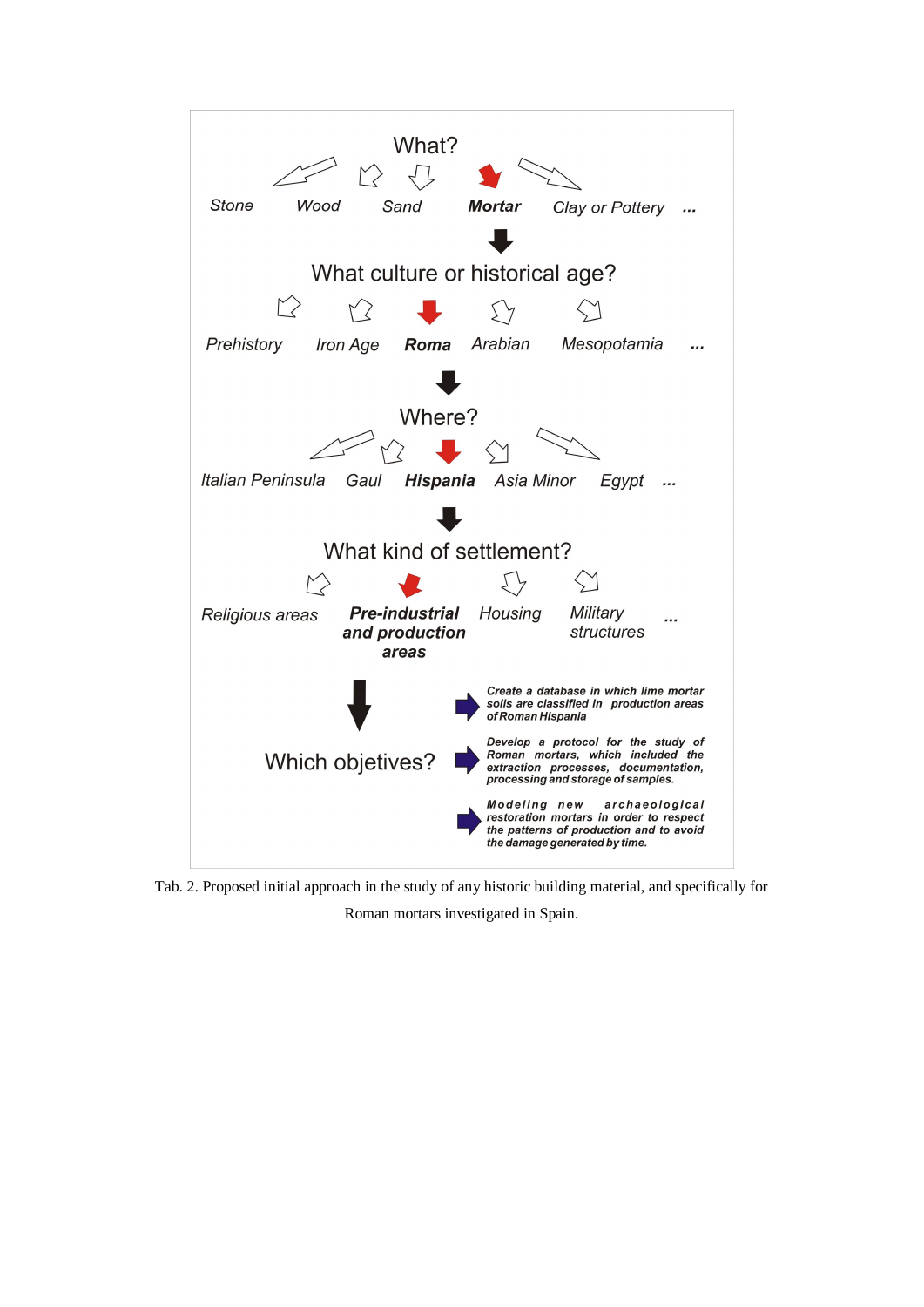What?

Stone Wood Sand **Mortar** Clay or Pottery ...

What culture or historical age?

Prehistory Iron Age **Roma** Arabian Mesopotamia ...

Where?

Italian Peninsula Gaul **Hispania** Asia Minor Egypt ...

What kind of settlement?

Religious areas **Pre-industrial and production areas** Housing Military structures ...

Which objetives?

- *Create a database in which lime mortar soils are classified in production areas of Roman Hispania*
- *Develop a protocol for the study of Roman mortars, which included the extraction processes, documentation, processing and storage of samples.*
- *Modeling new archaeological restoration mortars in order to respect the patterns of production and to avoid the damage generated by time.*

Tab. 2. Proposed initial approach in the study of any historic building material, and specifically for Roman mortars investigated in Spain.